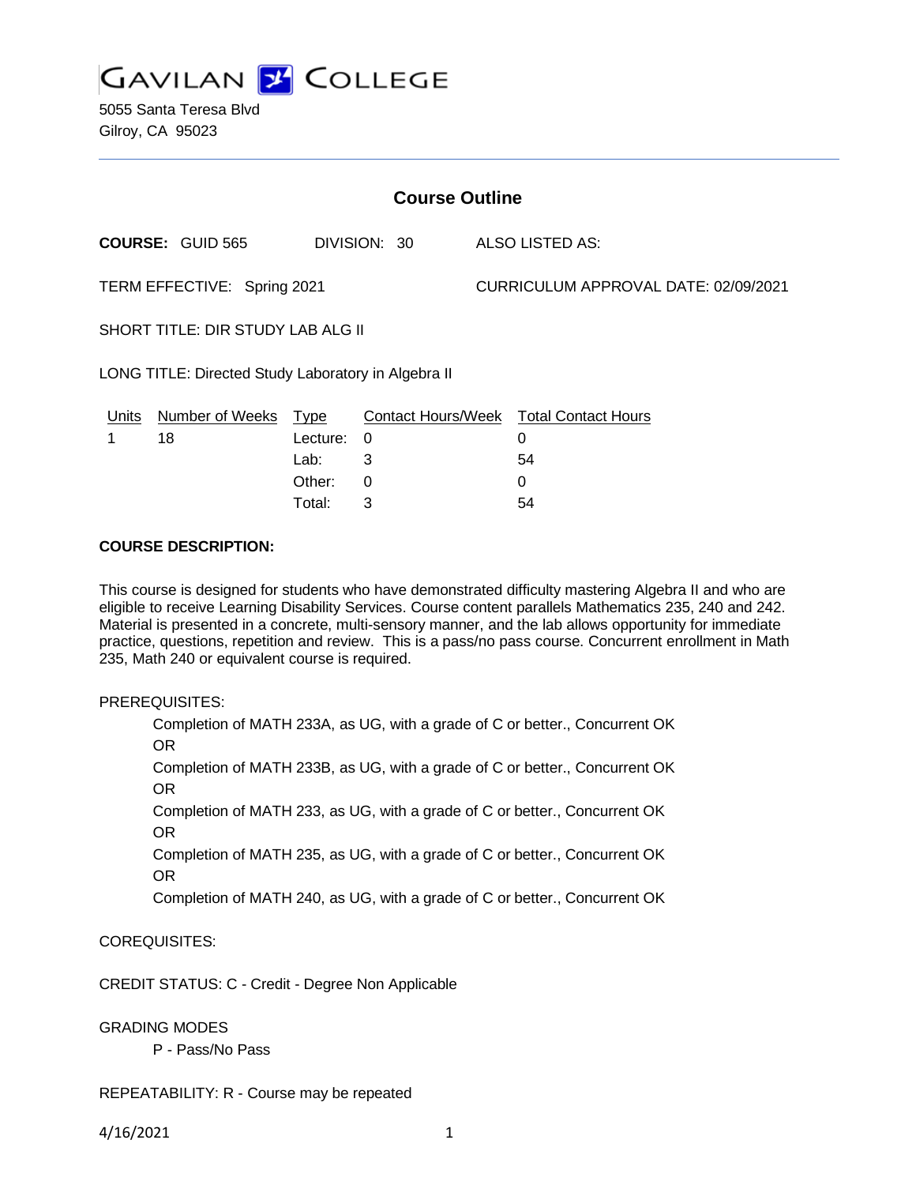# GAVILAN COLLEGE

5055 Santa Teresa Blvd
Gilroy, CA 95023

---

## Course Outline

**COURSE:** GUID 565 DIVISION: 30 ALSO LISTED AS:

TERM EFFECTIVE: Spring 2021 CURRICULUM APPROVAL DATE: 02/09/2021

SHORT TITLE: DIR STUDY LAB ALG II

LONG TITLE: Directed Study Laboratory in Algebra II

| Units | Number of Weeks | Type | Contact Hours/Week | Total Contact Hours |
|---|---|---|---|---|
| 1 | 18 | Lecture: | 0 | 0 |
| | | Lab: | 3 | 54 |
| | | Other: | 0 | 0 |
| | | Total: | 3 | 54 |

**COURSE DESCRIPTION:**

This course is designed for students who have demonstrated difficulty mastering Algebra II and who are eligible to receive Learning Disability Services. Course content parallels Mathematics 235, 240 and 242. Material is presented in a concrete, multi-sensory manner, and the lab allows opportunity for immediate practice, questions, repetition and review. This is a pass/no pass course. Concurrent enrollment in Math 235, Math 240 or equivalent course is required.

PREREQUISITES:

Completion of MATH 233A, as UG, with a grade of C or better., Concurrent OK
OR
Completion of MATH 233B, as UG, with a grade of C or better., Concurrent OK
OR
Completion of MATH 233, as UG, with a grade of C or better., Concurrent OK
OR
Completion of MATH 235, as UG, with a grade of C or better., Concurrent OK
OR
Completion of MATH 240, as UG, with a grade of C or better., Concurrent OK

COREQUISITES:

CREDIT STATUS: C - Credit - Degree Non Applicable

GRADING MODES

P - Pass/No Pass

REPEATABILITY: R - Course may be repeated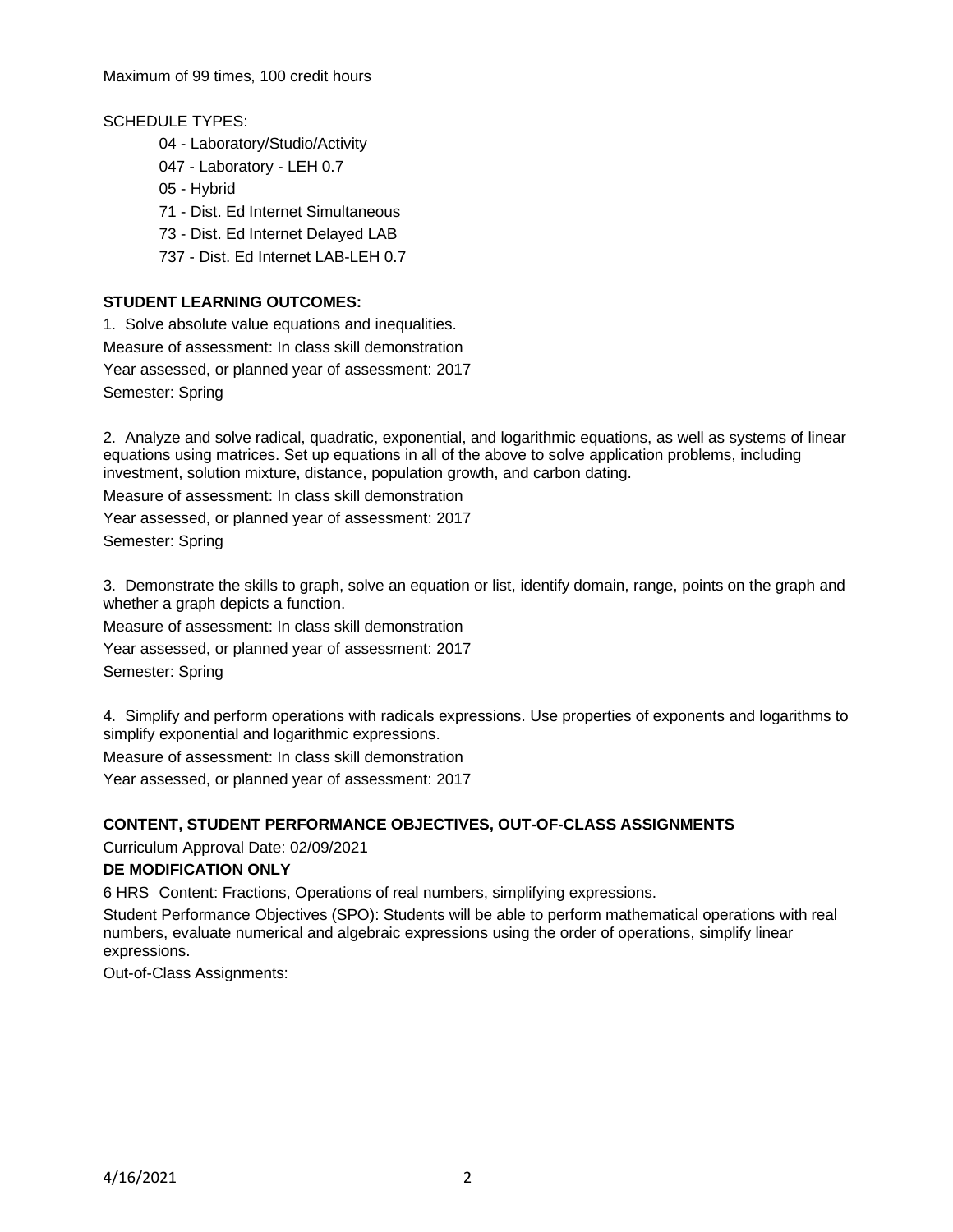Maximum of 99 times, 100 credit hours

SCHEDULE TYPES:

- 04 - Laboratory/Studio/Activity
- 047 - Laboratory - LEH 0.7
- 05 - Hybrid
- 71 - Dist. Ed Internet Simultaneous
- 73 - Dist. Ed Internet Delayed LAB
- 737 - Dist. Ed Internet LAB-LEH 0.7

**STUDENT LEARNING OUTCOMES:**

1. Solve absolute value equations and inequalities.

Measure of assessment: In class skill demonstration

Year assessed, or planned year of assessment: 2017

Semester: Spring

2. Analyze and solve radical, quadratic, exponential, and logarithmic equations, as well as systems of linear equations using matrices. Set up equations in all of the above to solve application problems, including investment, solution mixture, distance, population growth, and carbon dating.

Measure of assessment: In class skill demonstration

Year assessed, or planned year of assessment: 2017

Semester: Spring

3. Demonstrate the skills to graph, solve an equation or list, identify domain, range, points on the graph and whether a graph depicts a function.

Measure of assessment: In class skill demonstration

Year assessed, or planned year of assessment: 2017

Semester: Spring

4. Simplify and perform operations with radicals expressions. Use properties of exponents and logarithms to simplify exponential and logarithmic expressions.

Measure of assessment: In class skill demonstration

Year assessed, or planned year of assessment: 2017

**CONTENT, STUDENT PERFORMANCE OBJECTIVES, OUT-OF-CLASS ASSIGNMENTS**

Curriculum Approval Date: 02/09/2021

**DE MODIFICATION ONLY**

6 HRS Content: Fractions, Operations of real numbers, simplifying expressions.

Student Performance Objectives (SPO): Students will be able to perform mathematical operations with real numbers, evaluate numerical and algebraic expressions using the order of operations, simplify linear expressions.

Out-of-Class Assignments: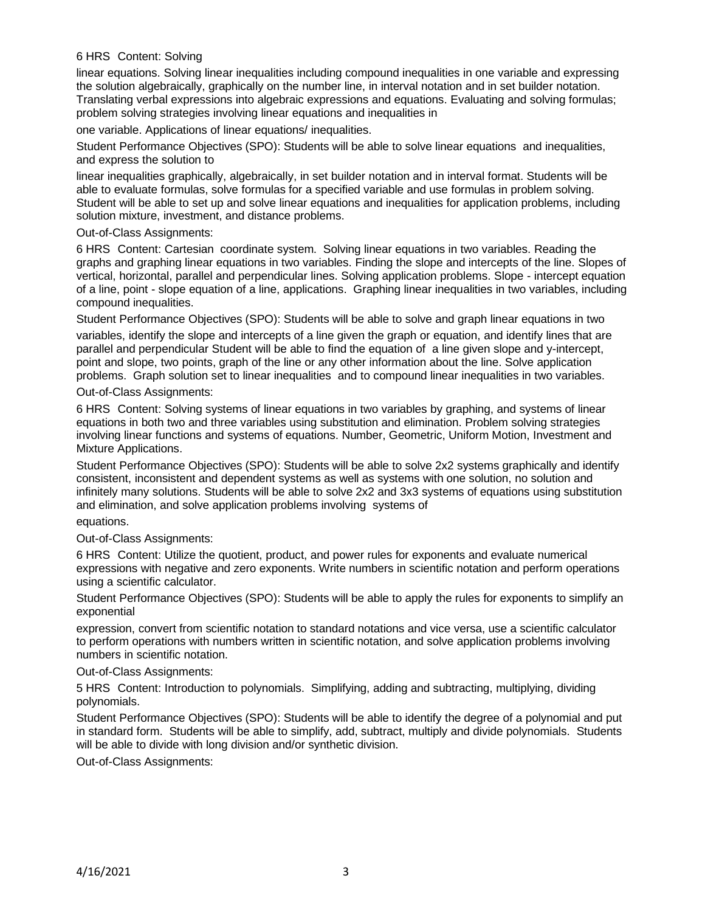6 HRS Content: Solving linear equations. Solving linear inequalities including compound inequalities in one variable and expressing the solution algebraically, graphically on the number line, in interval notation and in set builder notation. Translating verbal expressions into algebraic expressions and equations. Evaluating and solving formulas; problem solving strategies involving linear equations and inequalities in one variable. Applications of linear equations/ inequalities.

Student Performance Objectives (SPO): Students will be able to solve linear equations and inequalities, and express the solution to linear inequalities graphically, algebraically, in set builder notation and in interval format. Students will be able to evaluate formulas, solve formulas for a specified variable and use formulas in problem solving. Student will be able to set up and solve linear equations and inequalities for application problems, including solution mixture, investment, and distance problems.

Out-of-Class Assignments:

6 HRS Content: Cartesian coordinate system. Solving linear equations in two variables. Reading the graphs and graphing linear equations in two variables. Finding the slope and intercepts of the line. Slopes of vertical, horizontal, parallel and perpendicular lines. Solving application problems. Slope - intercept equation of a line, point - slope equation of a line, applications. Graphing linear inequalities in two variables, including compound inequalities.

Student Performance Objectives (SPO): Students will be able to solve and graph linear equations in two variables, identify the slope and intercepts of a line given the graph or equation, and identify lines that are parallel and perpendicular Student will be able to find the equation of a line given slope and y-intercept, point and slope, two points, graph of the line or any other information about the line. Solve application problems. Graph solution set to linear inequalities and to compound linear inequalities in two variables.

Out-of-Class Assignments:

6 HRS Content: Solving systems of linear equations in two variables by graphing, and systems of linear equations in both two and three variables using substitution and elimination. Problem solving strategies involving linear functions and systems of equations. Number, Geometric, Uniform Motion, Investment and Mixture Applications.

Student Performance Objectives (SPO): Students will be able to solve 2x2 systems graphically and identify consistent, inconsistent and dependent systems as well as systems with one solution, no solution and infinitely many solutions. Students will be able to solve 2x2 and 3x3 systems of equations using substitution and elimination, and solve application problems involving systems of equations.

Out-of-Class Assignments:

6 HRS Content: Utilize the quotient, product, and power rules for exponents and evaluate numerical expressions with negative and zero exponents. Write numbers in scientific notation and perform operations using a scientific calculator.

Student Performance Objectives (SPO): Students will be able to apply the rules for exponents to simplify an exponential expression, convert from scientific notation to standard notations and vice versa, use a scientific calculator to perform operations with numbers written in scientific notation, and solve application problems involving numbers in scientific notation.

Out-of-Class Assignments:

5 HRS Content: Introduction to polynomials. Simplifying, adding and subtracting, multiplying, dividing polynomials.

Student Performance Objectives (SPO): Students will be able to identify the degree of a polynomial and put in standard form. Students will be able to simplify, add, subtract, multiply and divide polynomials. Students will be able to divide with long division and/or synthetic division.

Out-of-Class Assignments: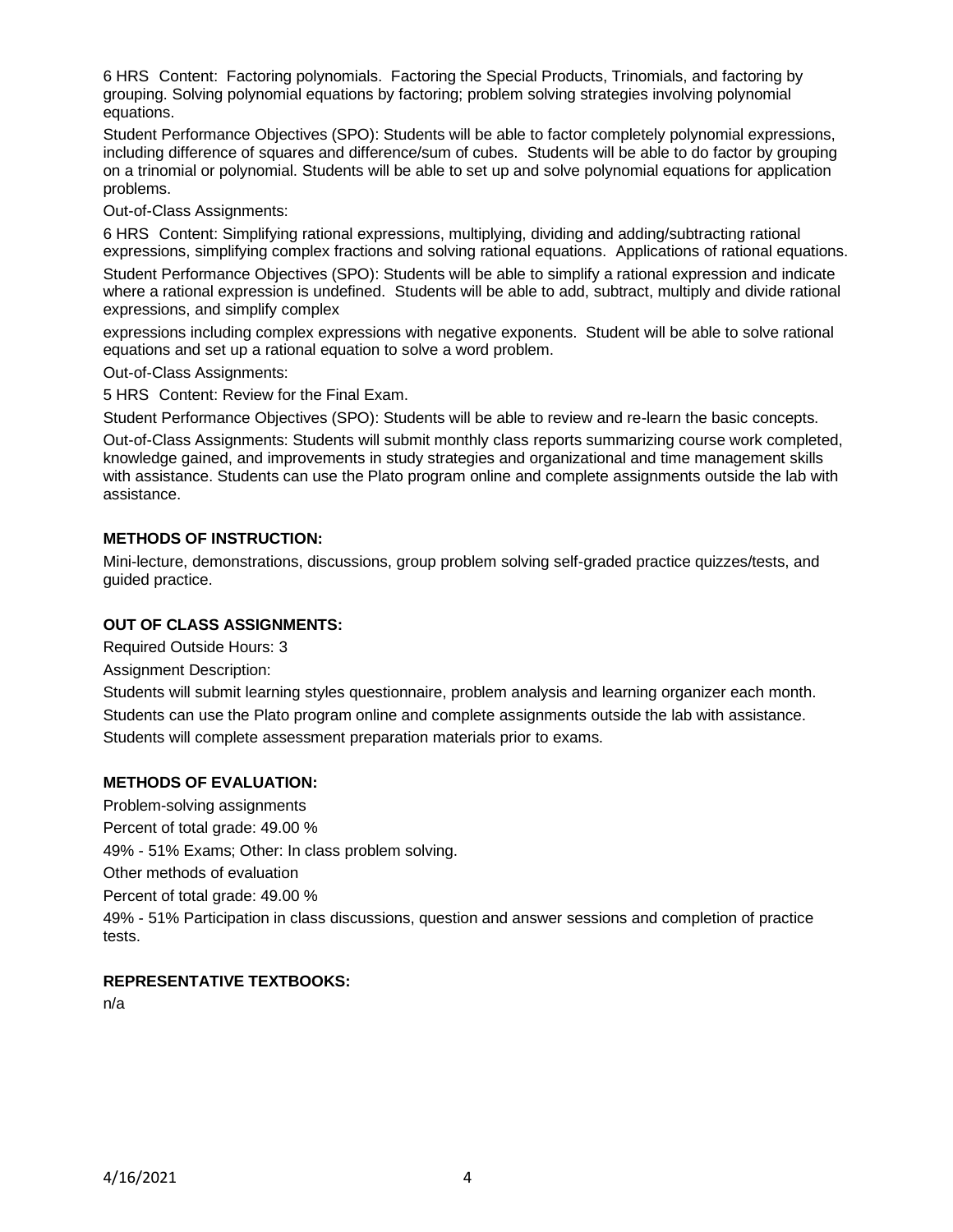6 HRS Content: Factoring polynomials. Factoring the Special Products, Trinomials, and factoring by grouping. Solving polynomial equations by factoring; problem solving strategies involving polynomial equations.

Student Performance Objectives (SPO): Students will be able to factor completely polynomial expressions, including difference of squares and difference/sum of cubes. Students will be able to do factor by grouping on a trinomial or polynomial. Students will be able to set up and solve polynomial equations for application problems.

Out-of-Class Assignments:

6 HRS Content: Simplifying rational expressions, multiplying, dividing and adding/subtracting rational expressions, simplifying complex fractions and solving rational equations. Applications of rational equations.

Student Performance Objectives (SPO): Students will be able to simplify a rational expression and indicate where a rational expression is undefined. Students will be able to add, subtract, multiply and divide rational expressions, and simplify complex

expressions including complex expressions with negative exponents. Student will be able to solve rational equations and set up a rational equation to solve a word problem.

Out-of-Class Assignments:

5 HRS Content: Review for the Final Exam.

Student Performance Objectives (SPO): Students will be able to review and re-learn the basic concepts.

Out-of-Class Assignments: Students will submit monthly class reports summarizing course work completed, knowledge gained, and improvements in study strategies and organizational and time management skills with assistance. Students can use the Plato program online and complete assignments outside the lab with assistance.

**METHODS OF INSTRUCTION:**

Mini-lecture, demonstrations, discussions, group problem solving self-graded practice quizzes/tests, and guided practice.

**OUT OF CLASS ASSIGNMENTS:**

Required Outside Hours: 3

Assignment Description:

Students will submit learning styles questionnaire, problem analysis and learning organizer each month.

Students can use the Plato program online and complete assignments outside the lab with assistance.

Students will complete assessment preparation materials prior to exams.

**METHODS OF EVALUATION:**

Problem-solving assignments

Percent of total grade: 49.00 %

49% - 51% Exams; Other: In class problem solving.

Other methods of evaluation

Percent of total grade: 49.00 %

49% - 51% Participation in class discussions, question and answer sessions and completion of practice tests.

**REPRESENTATIVE TEXTBOOKS:**

n/a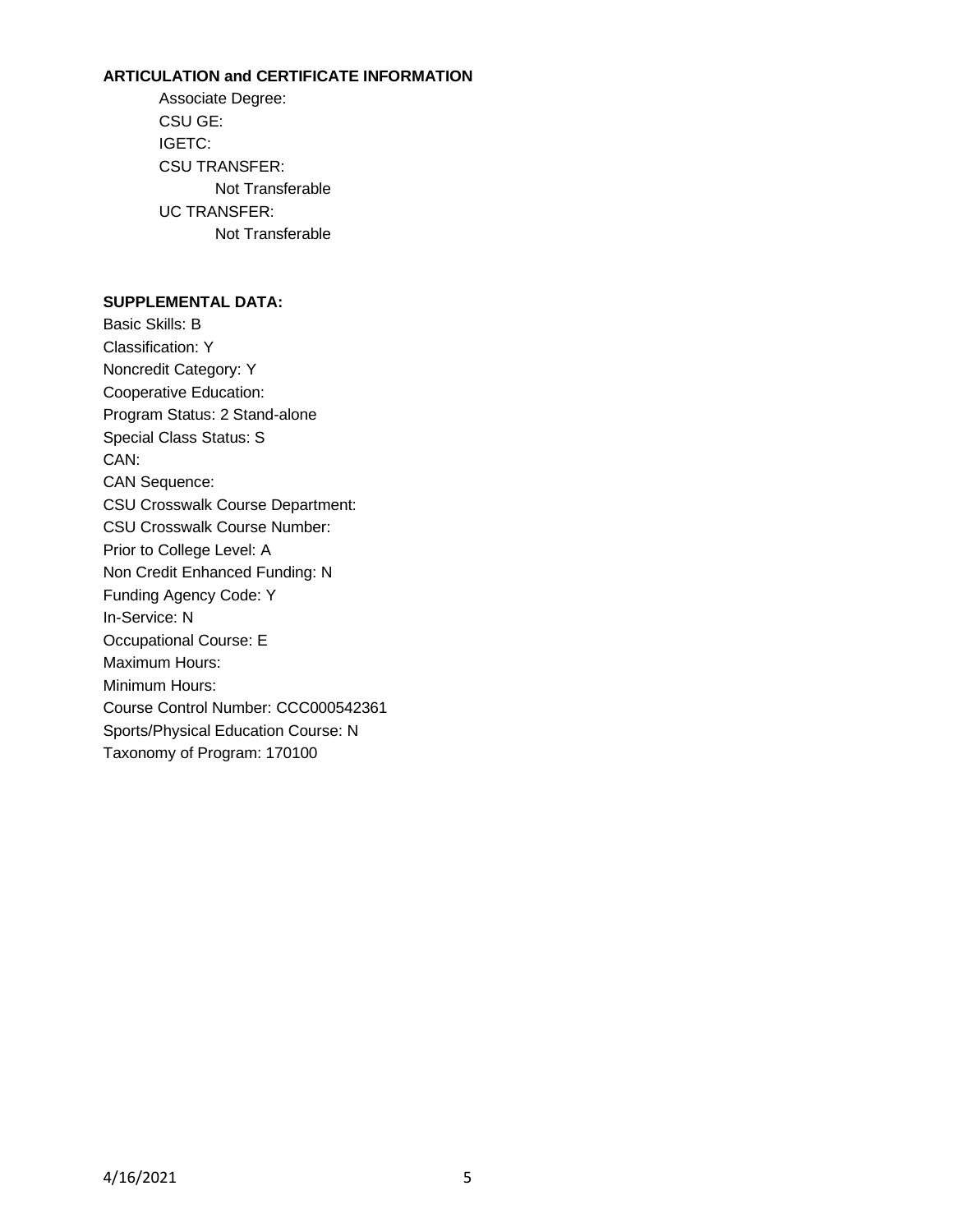**ARTICULATION and CERTIFICATE INFORMATION**

Associate Degree:
CSU GE:
IGETC:
CSU TRANSFER:
Not Transferable
UC TRANSFER:
Not Transferable

**SUPPLEMENTAL DATA:**

Basic Skills: B
Classification: Y
Noncredit Category: Y
Cooperative Education:
Program Status: 2 Stand-alone
Special Class Status: S
CAN:
CAN Sequence:
CSU Crosswalk Course Department:
CSU Crosswalk Course Number:
Prior to College Level: A
Non Credit Enhanced Funding: N
Funding Agency Code: Y
In-Service: N
Occupational Course: E
Maximum Hours:
Minimum Hours:
Course Control Number: CCC000542361
Sports/Physical Education Course: N
Taxonomy of Program: 170100